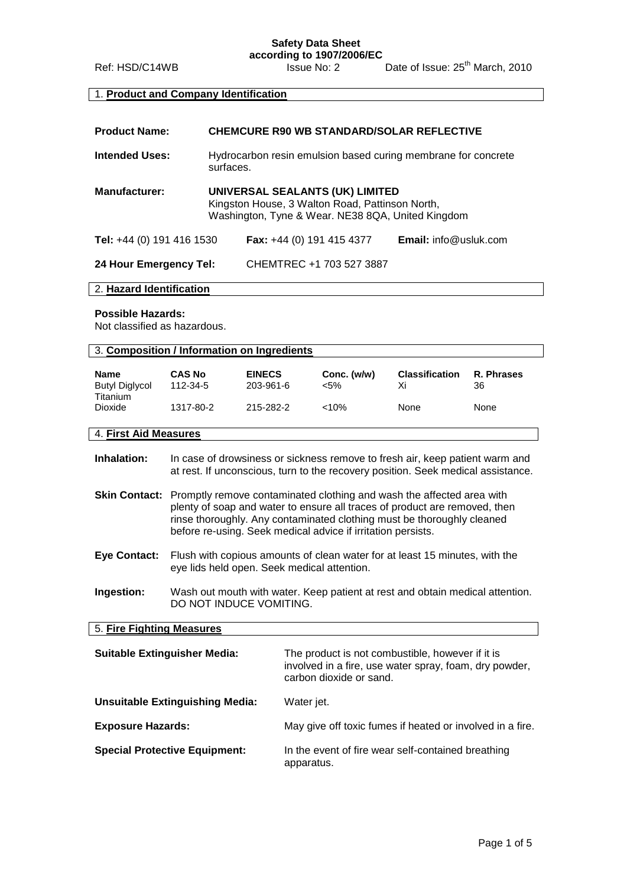**Safety Data Sheet**
**according to 1907/2006/EC**

Ref: HSD/C14WB    Issue No: 2    Date of Issue: 25th March, 2010

## 1. Product and Company Identification

**Product Name:** **CHEMCURE R90 WB STANDARD/SOLAR REFLECTIVE**

**Intended Uses:** Hydrocarbon resin emulsion based curing membrane for concrete surfaces.

**Manufacturer:** **UNIVERSAL SEALANTS (UK) LIMITED**
Kingston House, 3 Walton Road, Pattinson North,
Washington, Tyne & Wear. NE38 8QA, United Kingdom

**Tel:** +44 (0) 191 416 1530    **Fax:** +44 (0) 191 415 4377    **Email:** info@usluk.com

**24 Hour Emergency Tel:** CHEMTREC +1 703 527 3887

## 2. Hazard Identification

**Possible Hazards:**
Not classified as hazardous.

## 3. Composition / Information on Ingredients

| Name | CAS No | EINECS | Conc. (w/w) | Classification | R. Phrases |
|---|---|---|---|---|---|
| Butyl Diglycol | 112-34-5 | 203-961-6 | <5% | Xi | 36 |
| Titanium Dioxide | 1317-80-2 | 215-282-2 | <10% | None | None |

## 4. First Aid Measures

**Inhalation:** In case of drowsiness or sickness remove to fresh air, keep patient warm and at rest. If unconscious, turn to the recovery position. Seek medical assistance.

**Skin Contact:** Promptly remove contaminated clothing and wash the affected area with plenty of soap and water to ensure all traces of product are removed, then rinse thoroughly. Any contaminated clothing must be thoroughly cleaned before re-using. Seek medical advice if irritation persists.

**Eye Contact:** Flush with copious amounts of clean water for at least 15 minutes, with the eye lids held open. Seek medical attention.

**Ingestion:** Wash out mouth with water. Keep patient at rest and obtain medical attention. DO NOT INDUCE VOMITING.

## 5. Fire Fighting Measures

**Suitable Extinguisher Media:** The product is not combustible, however if it is involved in a fire, use water spray, foam, dry powder, carbon dioxide or sand.

**Unsuitable Extinguishing Media:** Water jet.

**Exposure Hazards:** May give off toxic fumes if heated or involved in a fire.

**Special Protective Equipment:** In the event of fire wear self-contained breathing apparatus.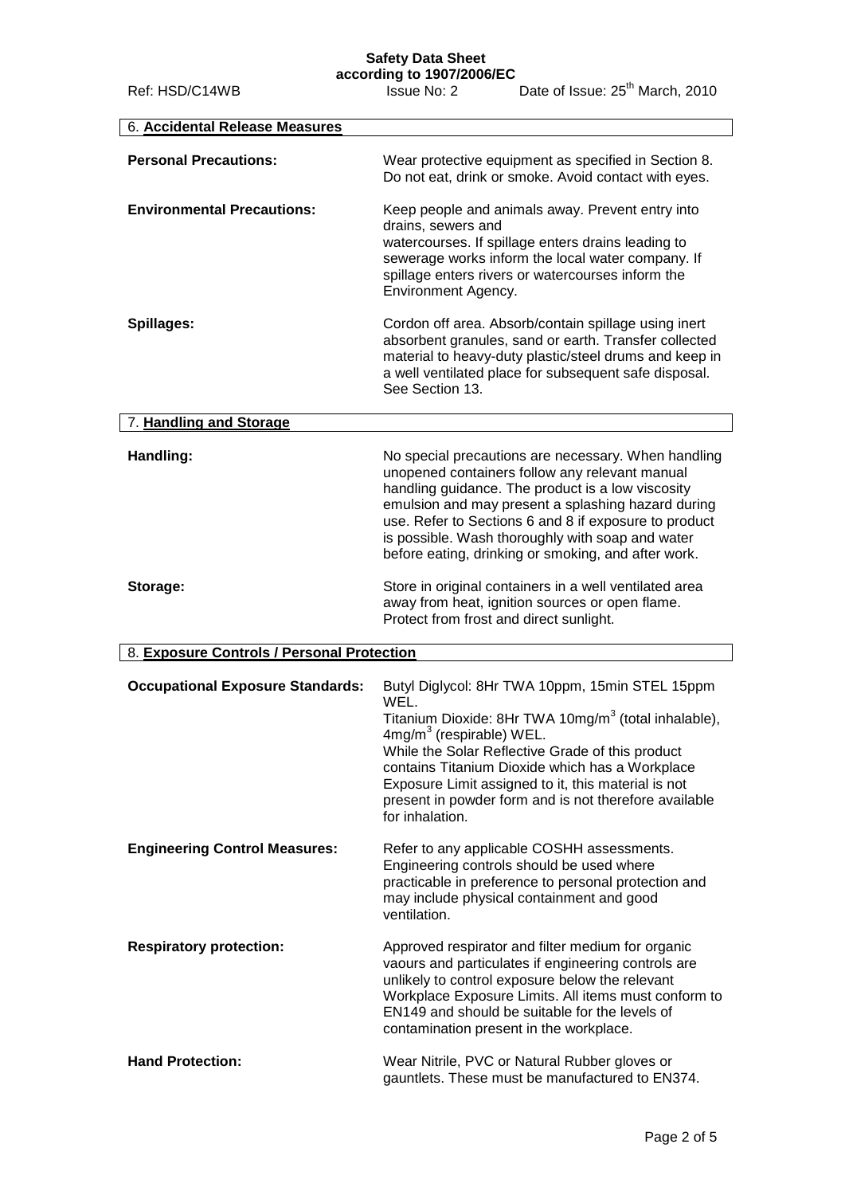**Safety Data Sheet**
**according to 1907/2006/EC**

Ref: HSD/C14WB | Issue No: 2 | Date of Issue: 25th March, 2010

## 6. Accidental Release Measures

**Personal Precautions:** Wear protective equipment as specified in Section 8. Do not eat, drink or smoke. Avoid contact with eyes.

**Environmental Precautions:** Keep people and animals away. Prevent entry into drains, sewers and watercourses. If spillage enters drains leading to sewerage works inform the local water company. If spillage enters rivers or watercourses inform the Environment Agency.

**Spillages:** Cordon off area. Absorb/contain spillage using inert absorbent granules, sand or earth. Transfer collected material to heavy-duty plastic/steel drums and keep in a well ventilated place for subsequent safe disposal. See Section 13.

## 7. Handling and Storage

**Handling:** No special precautions are necessary. When handling unopened containers follow any relevant manual handling guidance. The product is a low viscosity emulsion and may present a splashing hazard during use. Refer to Sections 6 and 8 if exposure to product is possible. Wash thoroughly with soap and water before eating, drinking or smoking, and after work.

**Storage:** Store in original containers in a well ventilated area away from heat, ignition sources or open flame. Protect from frost and direct sunlight.

## 8. Exposure Controls / Personal Protection

**Occupational Exposure Standards:** Butyl Diglycol: 8Hr TWA 10ppm, 15min STEL 15ppm WEL.
Titanium Dioxide: 8Hr TWA 10mg/m$^3$ (total inhalable), 4mg/m$^3$ (respirable) WEL.
While the Solar Reflective Grade of this product contains Titanium Dioxide which has a Workplace Exposure Limit assigned to it, this material is not present in powder form and is not therefore available for inhalation.

**Engineering Control Measures:** Refer to any applicable COSHH assessments. Engineering controls should be used where practicable in preference to personal protection and may include physical containment and good ventilation.

**Respiratory protection:** Approved respirator and filter medium for organic vaours and particulates if engineering controls are unlikely to control exposure below the relevant Workplace Exposure Limits. All items must conform to EN149 and should be suitable for the levels of contamination present in the workplace.

**Hand Protection:** Wear Nitrile, PVC or Natural Rubber gloves or gauntlets. These must be manufactured to EN374.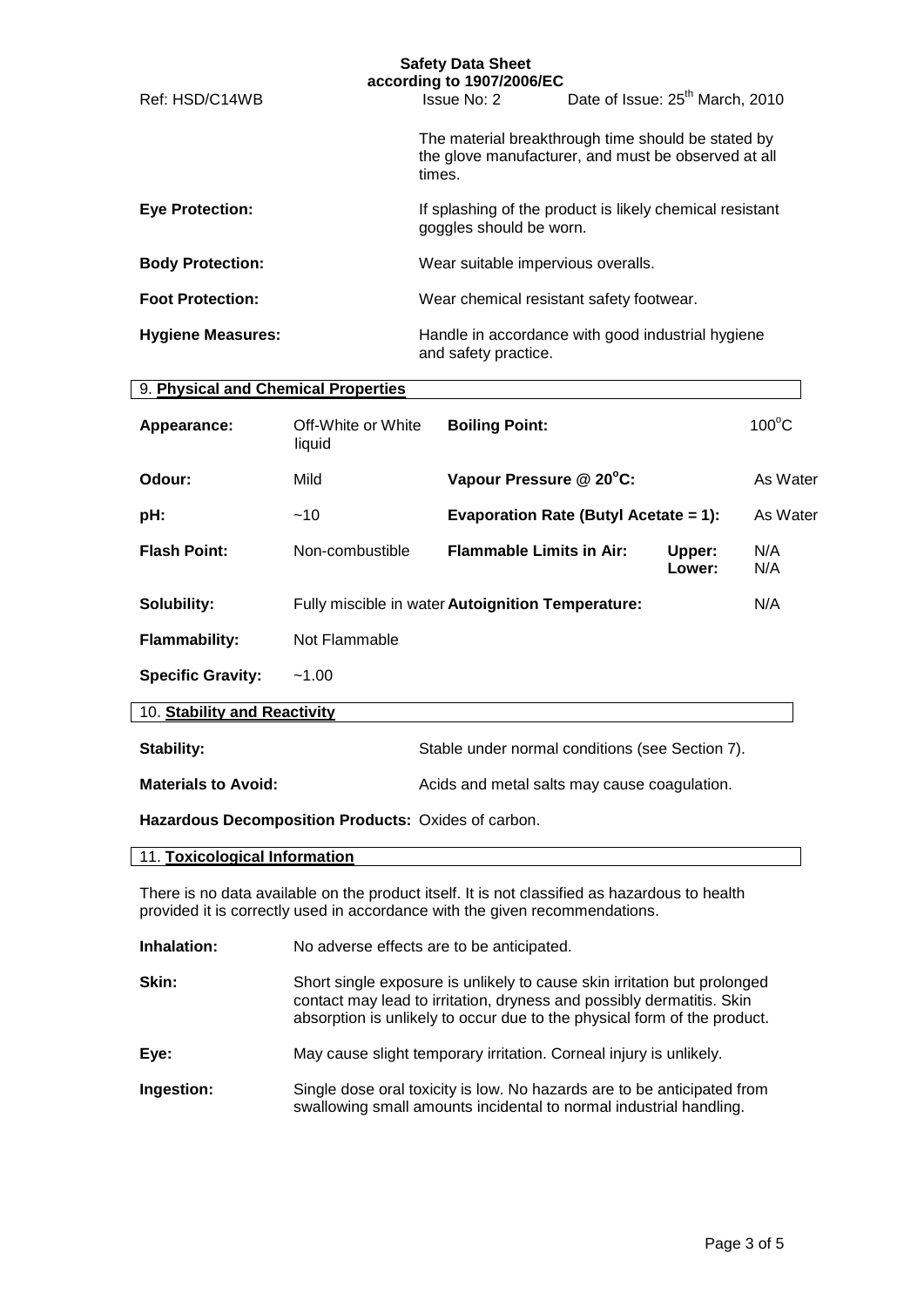The material breakthrough time should be stated by the glove manufacturer, and must be observed at all times.

**Eye Protection:** If splashing of the product is likely chemical resistant goggles should be worn.

**Body Protection:** Wear suitable impervious overalls.

**Foot Protection:** Wear chemical resistant safety footwear.

**Hygiene Measures:** Handle in accordance with good industrial hygiene and safety practice.

## 9. Physical and Chemical Properties

| | | | | |
|---|---|---|---|---|
| **Appearance:** | Off-White or White liquid | **Boiling Point:** | | 100°C |
| **Odour:** | Mild | **Vapour Pressure @ 20°C:** | | As Water |
| **pH:** | ~10 | **Evaporation Rate (Butyl Acetate = 1):** | | As Water |
| **Flash Point:** | Non-combustible | **Flammable Limits in Air:** | **Upper:** | N/A |
| | | | **Lower:** | N/A |
| **Solubility:** | Fully miscible in water | **Autoignition Temperature:** | | N/A |
| **Flammability:** | Not Flammable | | | |
| **Specific Gravity:** | ~1.00 | | | |

## 10. Stability and Reactivity

**Stability:** Stable under normal conditions (see Section 7).

**Materials to Avoid:** Acids and metal salts may cause coagulation.

**Hazardous Decomposition Products:** Oxides of carbon.

## 11. Toxicological Information

There is no data available on the product itself. It is not classified as hazardous to health provided it is correctly used in accordance with the given recommendations.

**Inhalation:** No adverse effects are to be anticipated.

**Skin:** Short single exposure is unlikely to cause skin irritation but prolonged contact may lead to irritation, dryness and possibly dermatitis. Skin absorption is unlikely to occur due to the physical form of the product.

**Eye:** May cause slight temporary irritation. Corneal injury is unlikely.

**Ingestion:** Single dose oral toxicity is low. No hazards are to be anticipated from swallowing small amounts incidental to normal industrial handling.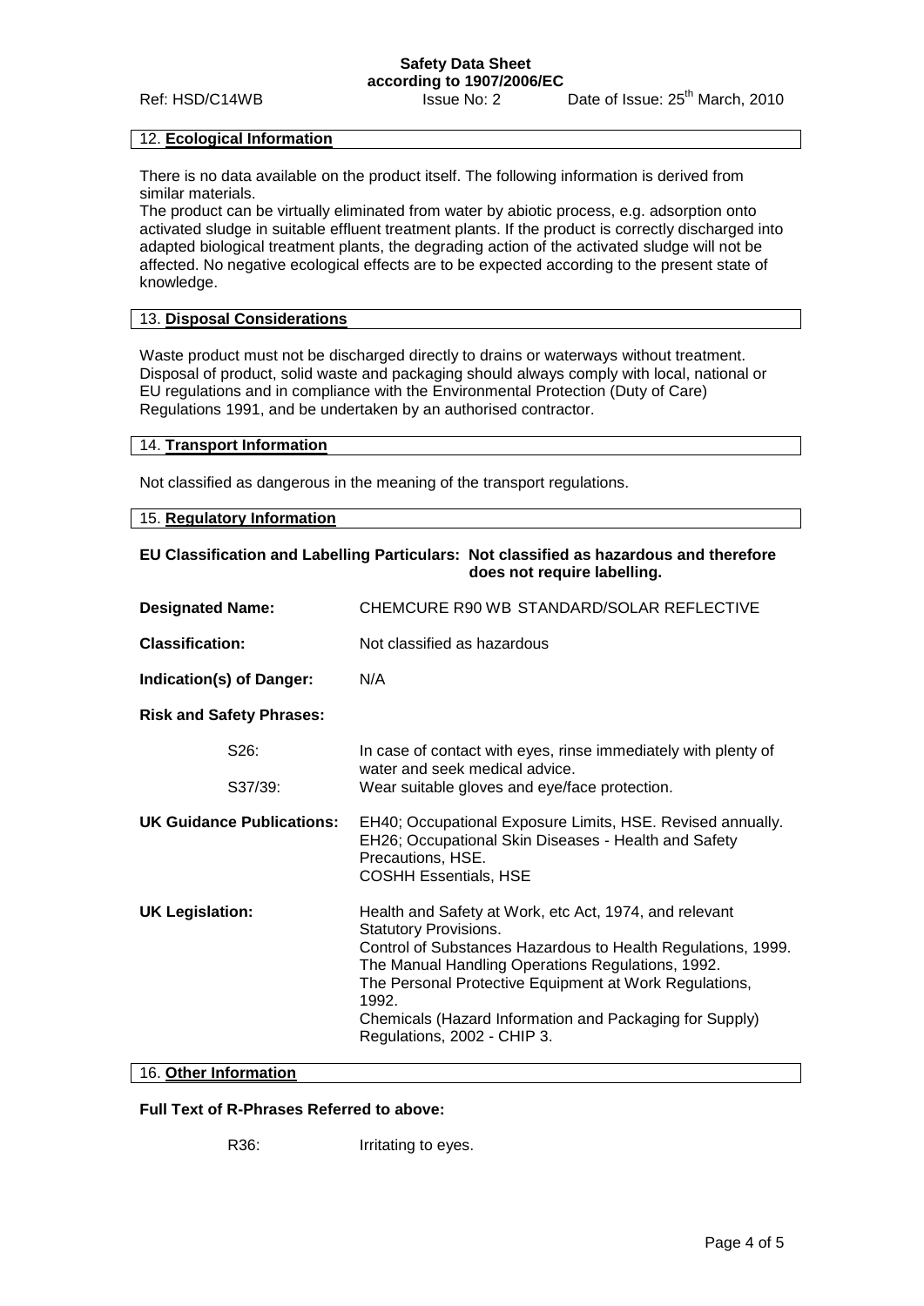## 12. Ecological Information

There is no data available on the product itself. The following information is derived from similar materials.
The product can be virtually eliminated from water by abiotic process, e.g. adsorption onto activated sludge in suitable effluent treatment plants. If the product is correctly discharged into adapted biological treatment plants, the degrading action of the activated sludge will not be affected. No negative ecological effects are to be expected according to the present state of knowledge.

## 13. Disposal Considerations

Waste product must not be discharged directly to drains or waterways without treatment. Disposal of product, solid waste and packaging should always comply with local, national or EU regulations and in compliance with the Environmental Protection (Duty of Care) Regulations 1991, and be undertaken by an authorised contractor.

## 14. Transport Information

Not classified as dangerous in the meaning of the transport regulations.

## 15. Regulatory Information

**EU Classification and Labelling Particulars: Not classified as hazardous and therefore does not require labelling.**

**Designated Name:** CHEMCURE R90 WB STANDARD/SOLAR REFLECTIVE

**Classification:** Not classified as hazardous

**Indication(s) of Danger:** N/A

**Risk and Safety Phrases:**

S26: In case of contact with eyes, rinse immediately with plenty of water and seek medical advice.
S37/39: Wear suitable gloves and eye/face protection.

**UK Guidance Publications:** EH40; Occupational Exposure Limits, HSE. Revised annually.
EH26; Occupational Skin Diseases - Health and Safety Precautions, HSE.
COSHH Essentials, HSE

**UK Legislation:** Health and Safety at Work, etc Act, 1974, and relevant Statutory Provisions.
Control of Substances Hazardous to Health Regulations, 1999.
The Manual Handling Operations Regulations, 1992.
The Personal Protective Equipment at Work Regulations, 1992.
Chemicals (Hazard Information and Packaging for Supply) Regulations, 2002 - CHIP 3.

## 16. Other Information

**Full Text of R-Phrases Referred to above:**

R36: Irritating to eyes.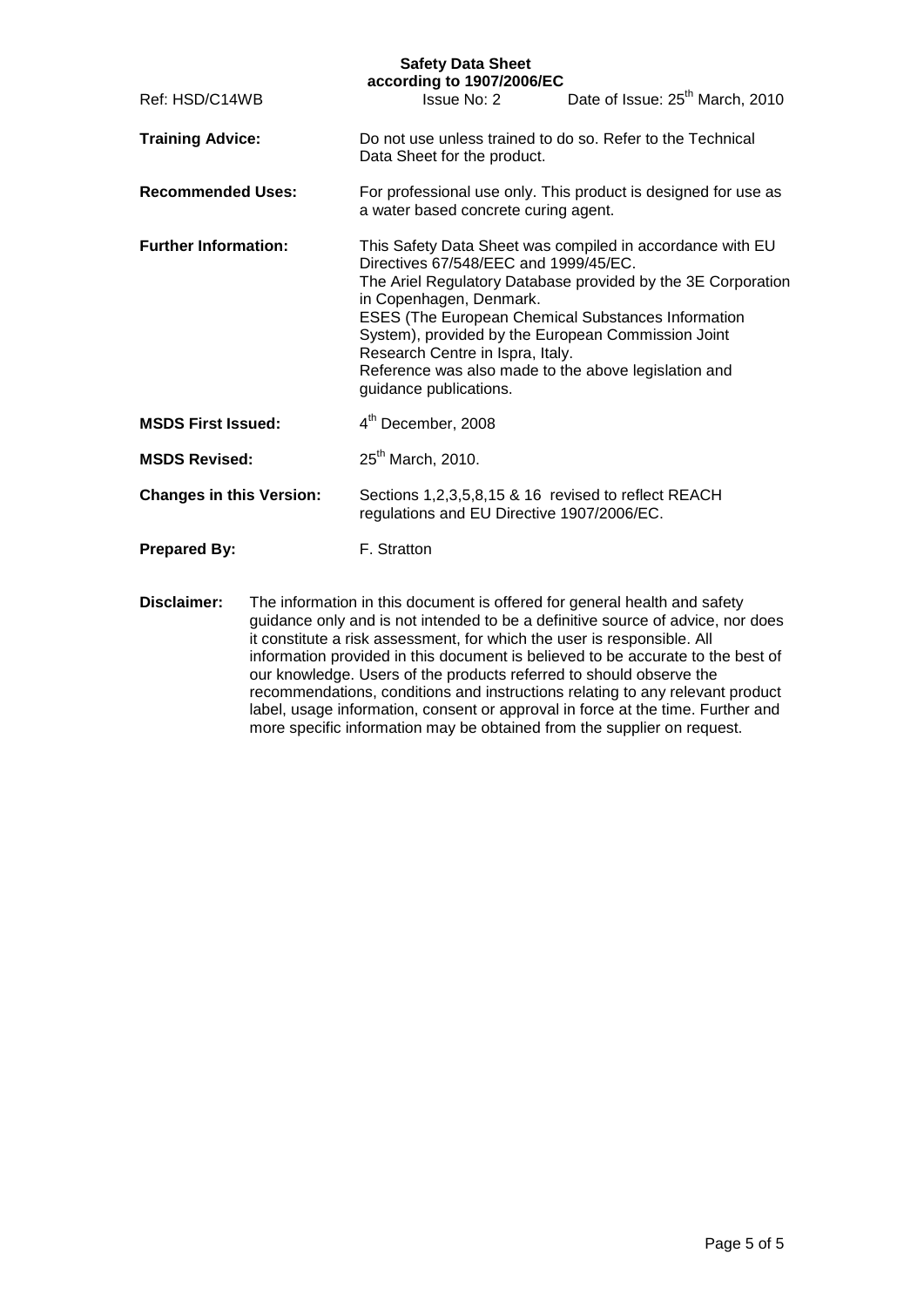**Training Advice:** Do not use unless trained to do so. Refer to the Technical Data Sheet for the product.

**Recommended Uses:** For professional use only. This product is designed for use as a water based concrete curing agent.

**Further Information:** This Safety Data Sheet was compiled in accordance with EU Directives 67/548/EEC and 1999/45/EC.
The Ariel Regulatory Database provided by the 3E Corporation in Copenhagen, Denmark.
ESES (The European Chemical Substances Information System), provided by the European Commission Joint Research Centre in Ispra, Italy.
Reference was also made to the above legislation and guidance publications.

**MSDS First Issued:** 4th December, 2008

**MSDS Revised:** 25th March, 2010.

**Changes in this Version:** Sections 1,2,3,5,8,15 & 16 revised to reflect REACH regulations and EU Directive 1907/2006/EC.

**Prepared By:** F. Stratton

**Disclaimer:** The information in this document is offered for general health and safety guidance only and is not intended to be a definitive source of advice, nor does it constitute a risk assessment, for which the user is responsible. All information provided in this document is believed to be accurate to the best of our knowledge. Users of the products referred to should observe the recommendations, conditions and instructions relating to any relevant product label, usage information, consent or approval in force at the time. Further and more specific information may be obtained from the supplier on request.